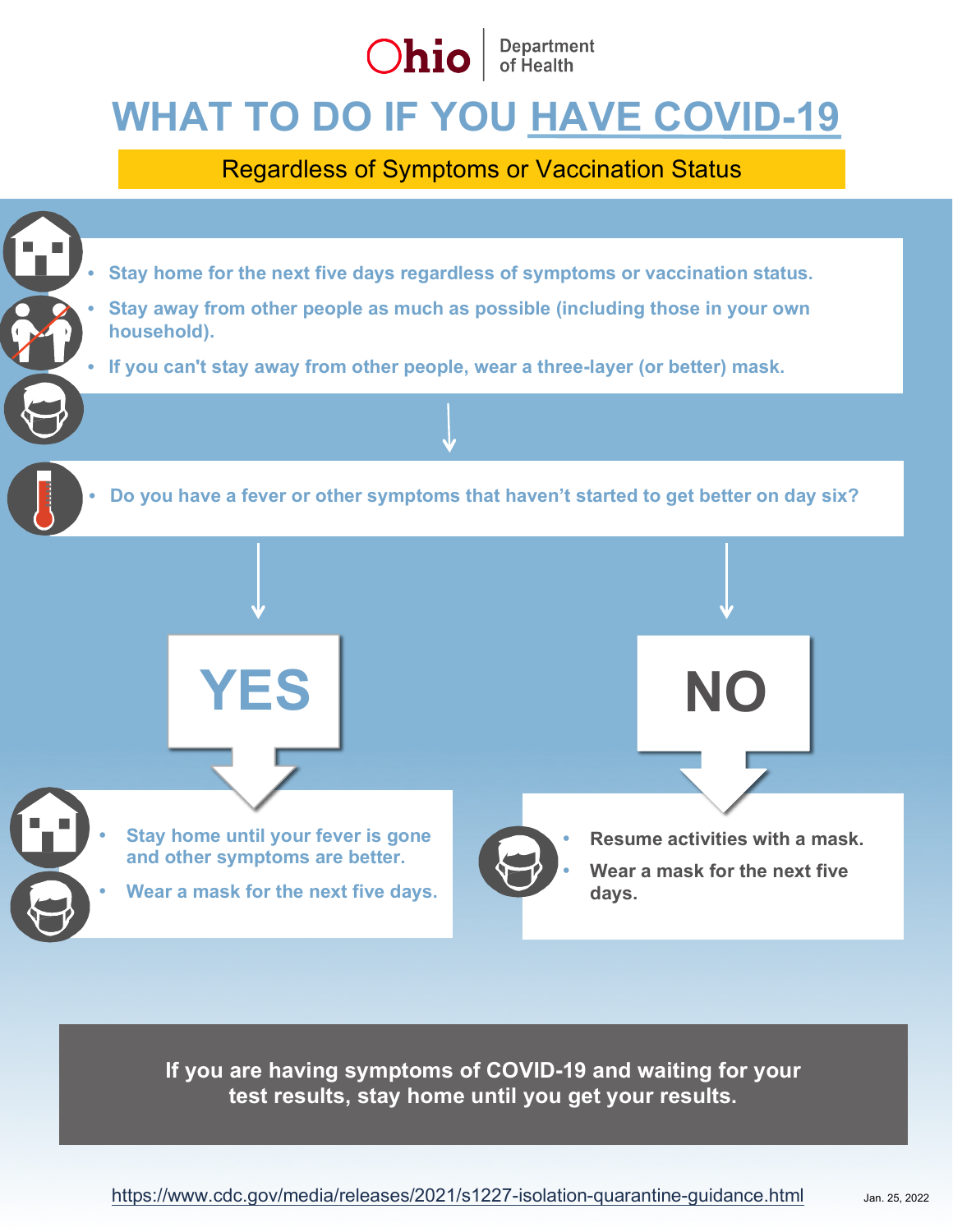Ohio Department of Health

# WHAT TO DO IF YOU HAVE COVID-19

**Regardless of Symptoms or Vaccination Status**

- **Stay home for the next five days regardless of symptoms or vaccination status.**
- **Stay away from other people as much as possible (including those in your own household).**
- **If you can't stay away from other people, wear a three-layer (or better) mask.**

- **Do you have a fever or other symptoms that haven't started to get better on day six?**

## YES

- **Stay home until your fever is gone and other symptoms are better.**
- **Wear a mask for the next five days.**

## NO

- **Resume activities with a mask.**
- **Wear a mask for the next five days.**

**If you are having symptoms of COVID-19 and waiting for your test results, stay home until you get your results.**

https://www.cdc.gov/media/releases/2021/s1227-isolation-quarantine-guidance.html

Jan. 25, 2022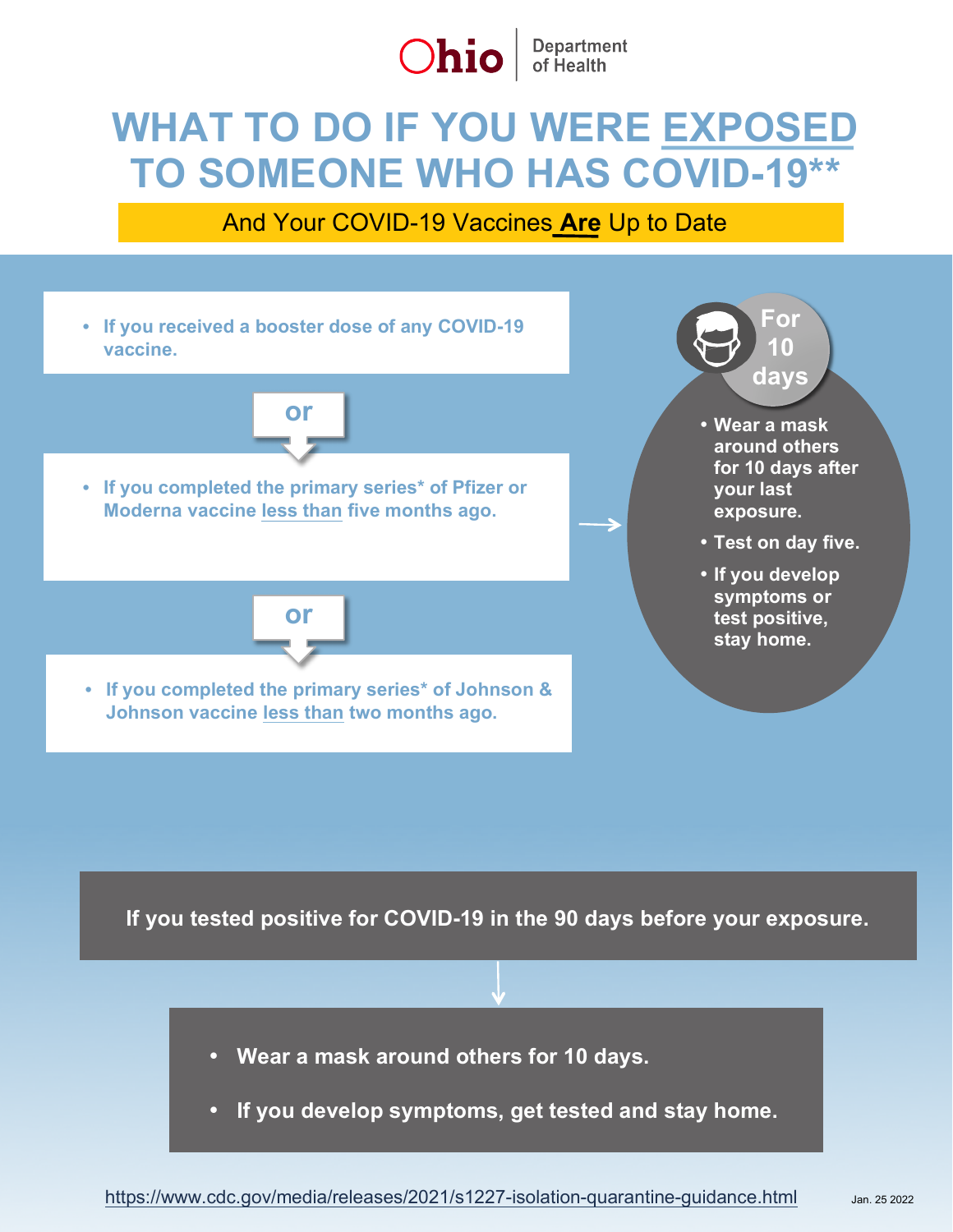Ohio Department of Health

# WHAT TO DO IF YOU WERE <u>EXPOSED</u> TO SOMEONE WHO HAS COVID-19**

And Your COVID-19 Vaccines **<u>Are</u>** Up to Date

- **If you received a booster dose of any COVID-19 vaccine.**

**or**

- **If you completed the primary series* of Pfizer or Moderna vaccine <u>less than</u> five months ago.**

**or**

- **If you completed the primary series* of Johnson & Johnson vaccine <u>less than</u> two months ago.**

**For 10 days**

- **Wear a mask around others for 10 days after your last exposure.**
- **Test on day five.**
- **If you develop symptoms or test positive, stay home.**

**If you tested positive for COVID-19 in the 90 days before your exposure.**

- **Wear a mask around others for 10 days.**
- **If you develop symptoms, get tested and stay home.**

https://www.cdc.gov/media/releases/2021/s1227-isolation-quarantine-guidance.html

Jan. 25 2022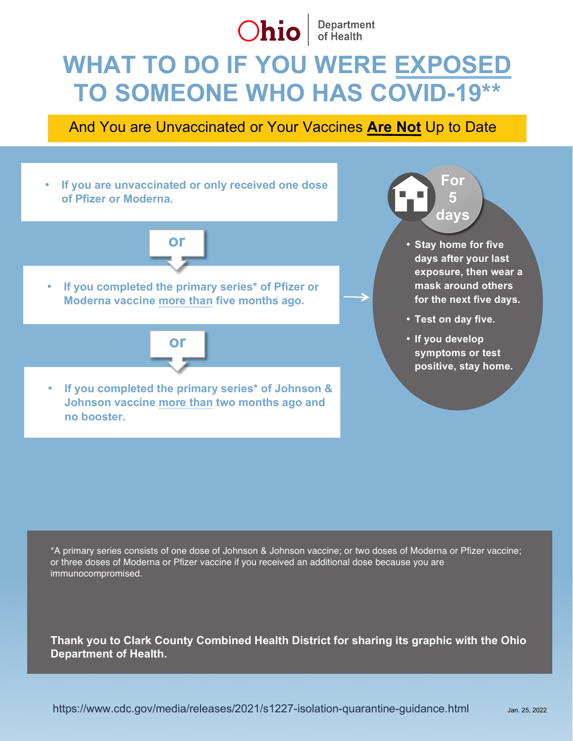Ohio | Department of Health

# WHAT TO DO IF YOU WERE EXPOSED TO SOMEONE WHO HAS COVID-19**

## And You are Unvaccinated or Your Vaccines **Are Not** Up to Date

- **If you are unvaccinated or only received one dose of Pfizer or Moderna.**

**or**

- **If you completed the primary series* of Pfizer or Moderna vaccine more than five months ago.**

**or**

- **If you completed the primary series* of Johnson & Johnson vaccine more than two months ago and no booster.**

**For 5 days**

- **Stay home for five days after your last exposure, then wear a mask around others for the next five days.**
- **Test on day five.**
- **If you develop symptoms or test positive, stay home.**

*A primary series consists of one dose of Johnson & Johnson vaccine; or two doses of Moderna or Pfizer vaccine; or three doses of Moderna or Pfizer vaccine if you received an additional dose because you are immunocompromised.

**Thank you to Clark County Combined Health District for sharing its graphic with the Ohio Department of Health.**

https://www.cdc.gov/media/releases/2021/s1227-isolation-quarantine-guidance.html

Jan. 25, 2022